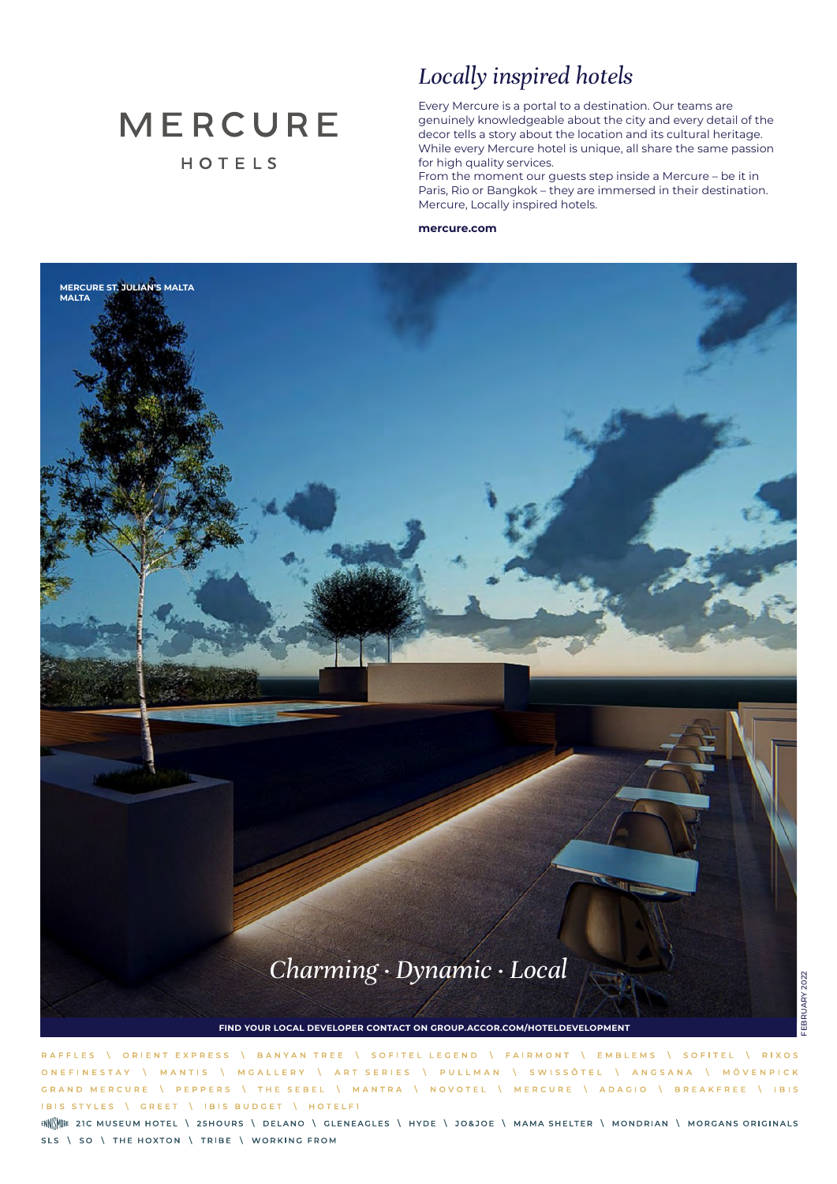# MERCURE

HOTELS

## *Locally inspired hotels*

Every Mercure is a portal to a destination. Our teams are genuinely knowledgeable about the city and every detail of the decor tells a story about the location and its cultural heritage. While every Mercure hotel is unique, all share the same passion for high quality services.
From the moment our guests step inside a Mercure – be it in Paris, Rio or Bangkok – they are immersed in their destination. Mercure, Locally inspired hotels.

**mercure.com**

**MERCURE ST. JULIAN'S MALTA**
**MALTA**

*Charming · Dynamic · Local*

**FIND YOUR LOCAL DEVELOPER CONTACT ON GROUP.ACCOR.COM/HOTELDEVELOPMENT**

FEBRUARY 2022

RAFFLES \ ORIENT EXPRESS \ BANYAN TREE \ SOFITEL LEGEND \ FAIRMONT \ EMBLEMS \ SOFITEL \ RIXOS
ONEFINESTAY \ MANTIS \ MGALLERY \ ART SERIES \ PULLMAN \ SWISSÔTEL \ ANGSANA \ MÖVENPICK
GRAND MERCURE \ PEPPERS \ THE SEBEL \ MANTRA \ NOVOTEL \ MERCURE \ ADAGIO \ BREAKFREE \ IBIS
IBIS STYLES \ GREET \ IBIS BUDGET \ HOTELF1

ENNISMORE 21C MUSEUM HOTEL \ 25HOURS \ DELANO \ GLENEAGLES \ HYDE \ JO&JOE \ MAMA SHELTER \ MONDRIAN \ MORGANS ORIGINALS
SLS \ SO \ THE HOXTON \ TRIBE \ WORKING FROM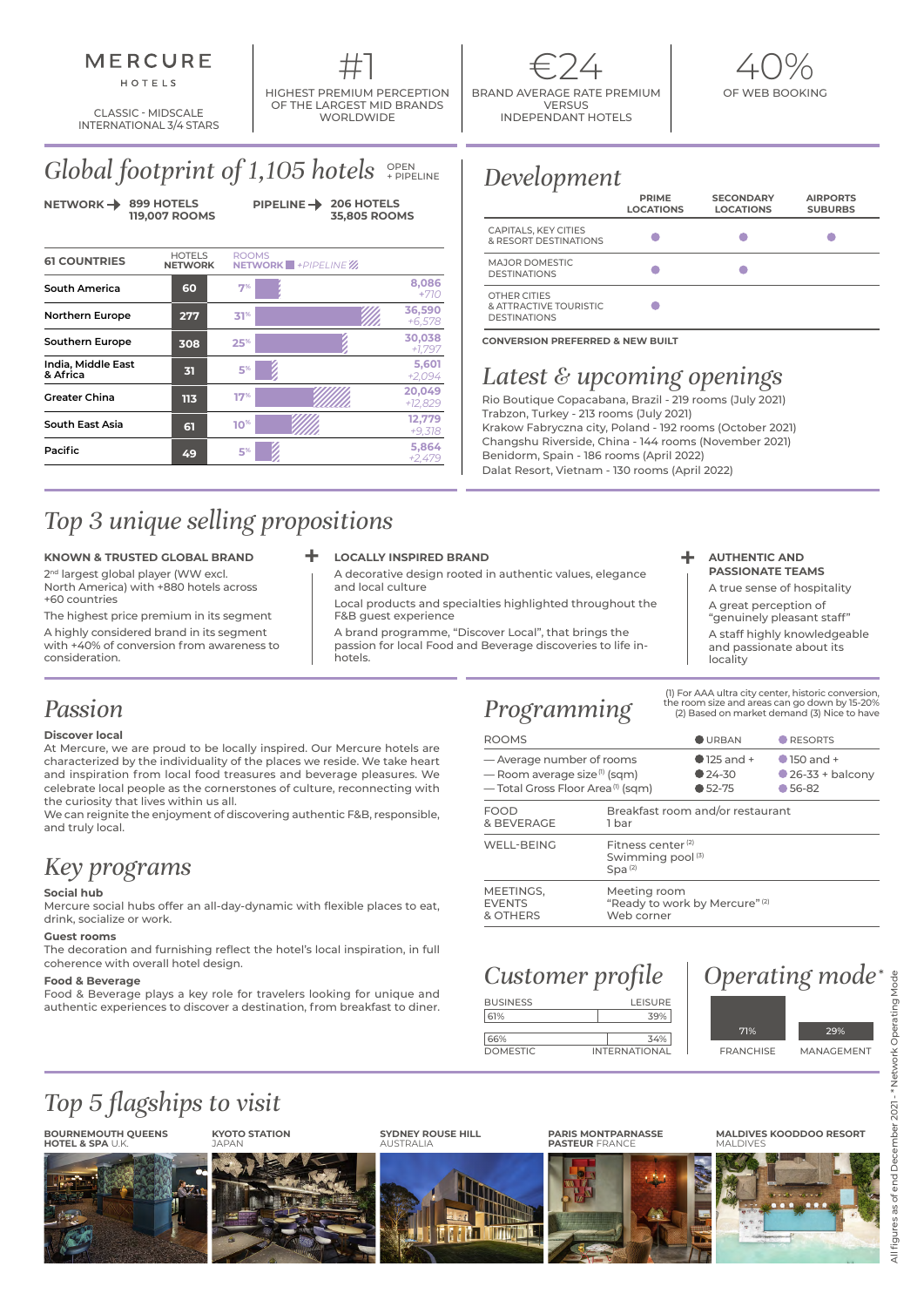# MERCURE HOTELS

CLASSIC - MIDSCALE
INTERNATIONAL 3/4 STARS

**#1**
HIGHEST PREMIUM PERCEPTION OF THE LARGEST MID BRANDS WORLDWIDE

**€24**
BRAND AVERAGE RATE PREMIUM VERSUS INDEPENDANT HOTELS

**40%**
OF WEB BOOKING

## *Global footprint of 1,105 hotels* OPEN + PIPELINE

**NETWORK → 899 HOTELS 119,007 ROOMS**

**PIPELINE → 206 HOTELS 35,805 ROOMS**

| 61 COUNTRIES | HOTELS NETWORK | ROOMS NETWORK +PIPELINE | |
|---|---|---|---|
| South America | 60 | 7% | 8,086 +710 |
| Northern Europe | 277 | 31% | 36,590 +6,578 |
| Southern Europe | 308 | 25% | 30,038 +1,797 |
| India, Middle East & Africa | 31 | 5% | 5,601 +2,094 |
| Greater China | 113 | 17% | 20,049 +12,829 |
| South East Asia | 61 | 10% | 12,779 +9,318 |
| Pacific | 49 | 5% | 5,864 +2,479 |

## *Development*

| | PRIME LOCATIONS | SECONDARY LOCATIONS | AIRPORTS SUBURBS |
|---|---|---|---|
| CAPITALS, KEY CITIES & RESORT DESTINATIONS | ● | ● | ● |
| MAJOR DOMESTIC DESTINATIONS | ● | ● | |
| OTHER CITIES & ATTRACTIVE TOURISTIC DESTINATIONS | ● | | |

**CONVERSION PREFERRED & NEW BUILT**

## *Latest & upcoming openings*

Rio Boutique Copacabana, Brazil - 219 rooms (July 2021)
Trabzon, Turkey - 213 rooms (July 2021)
Krakow Fabryczna city, Poland - 192 rooms (October 2021)
Changshu Riverside, China - 144 rooms (November 2021)
Benidorm, Spain - 186 rooms (April 2022)
Dalat Resort, Vietnam - 130 rooms (April 2022)

## *Top 3 unique selling propositions*

**KNOWN & TRUSTED GLOBAL BRAND**

2nd largest global player (WW excl. North America) with +880 hotels across +60 countries

The highest price premium in its segment

A highly considered brand in its segment with +40% of conversion from awareness to consideration.

**+ LOCALLY INSPIRED BRAND**

A decorative design rooted in authentic values, elegance and local culture

Local products and specialties highlighted throughout the F&B guest experience

A brand programme, "Discover Local", that brings the passion for local Food and Beverage discoveries to life in-hotels.

**+ AUTHENTIC AND PASSIONATE TEAMS**

A true sense of hospitality

A great perception of "genuinely pleasant staff"

A staff highly knowledgeable and passionate about its locality

## *Passion*

**Discover local**

At Mercure, we are proud to be locally inspired. Our Mercure hotels are characterized by the individuality of the places we reside. We take heart and inspiration from local food treasures and beverage pleasures. We celebrate local people as the cornerstones of culture, reconnecting with the curiosity that lives within us all.
We can reignite the enjoyment of discovering authentic F&B, responsible, and truly local.

## *Key programs*

**Social hub**
Mercure social hubs offer an all-day-dynamic with flexible places to eat, drink, socialize or work.

**Guest rooms**
The decoration and furnishing reflect the hotel's local inspiration, in full coherence with overall hotel design.

**Food & Beverage**
Food & Beverage plays a key role for travelers looking for unique and authentic experiences to discover a destination, from breakfast to diner.

## *Programming*

(1) For AAA ultra city center, historic conversion, the room size and areas can go down by 15-20%
(2) Based on market demand (3) Nice to have

| ROOMS | ● URBAN | ● RESORTS |
|---|---|---|
| — Average number of rooms | 125 and + | 150 and + |
| — Room average size [1] (sqm) | 24-30 | 26-33 + balcony |
| — Total Gross Floor Area [1] (sqm) | 52-75 | 56-82 |
| FOOD & BEVERAGE | Breakfast room and/or restaurant<br>1 bar | |
| WELL-BEING | Fitness center [2]<br>Swimming pool [3]<br>Spa [2] | |
| MEETINGS, EVENTS & OTHERS | Meeting room<br>"Ready to work by Mercure" [2]<br>Web corner | |

## *Customer profile*

BUSINESS 61% | LEISURE 39%

DOMESTIC 66% | INTERNATIONAL 34%

## *Operating mode**

71% FRANCHISE
29% MANAGEMENT

## *Top 5 flagships to visit*

**BOURNEMOUTH QUEENS HOTEL & SPA** U.K.

**KYOTO STATION** JAPAN

**SYDNEY ROUSE HILL** AUSTRALIA

**PARIS MONTPARNASSE PASTEUR** FRANCE

**MALDIVES KOODDOO RESORT** MALDIVES

All figures as of end December 2021 - * Network Operating Mode